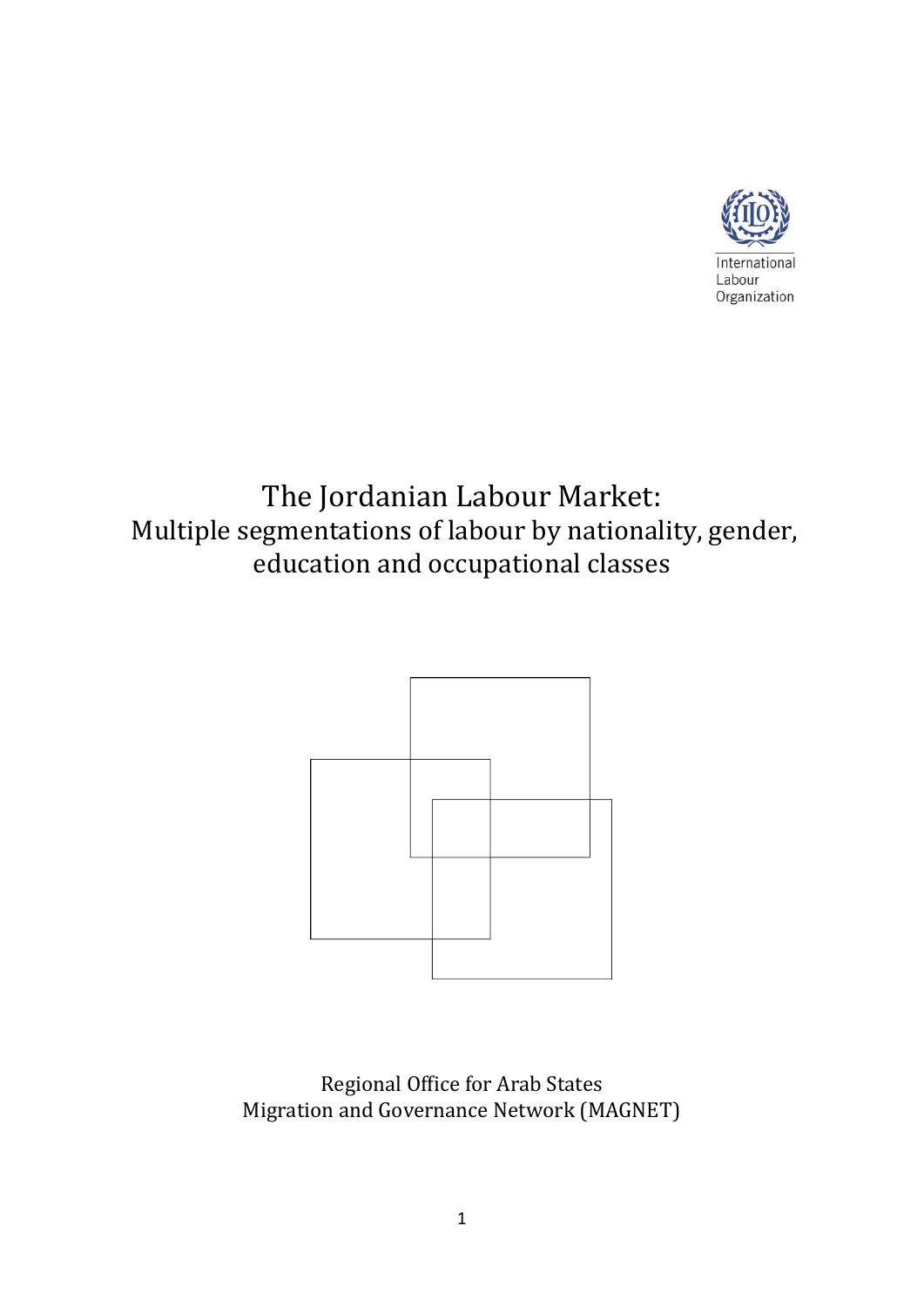International Labour Organization

# The Jordanian Labour Market:
## Multiple segmentations of labour by nationality, gender, education and occupational classes

Regional Office for Arab States
Migration and Governance Network (MAGNET)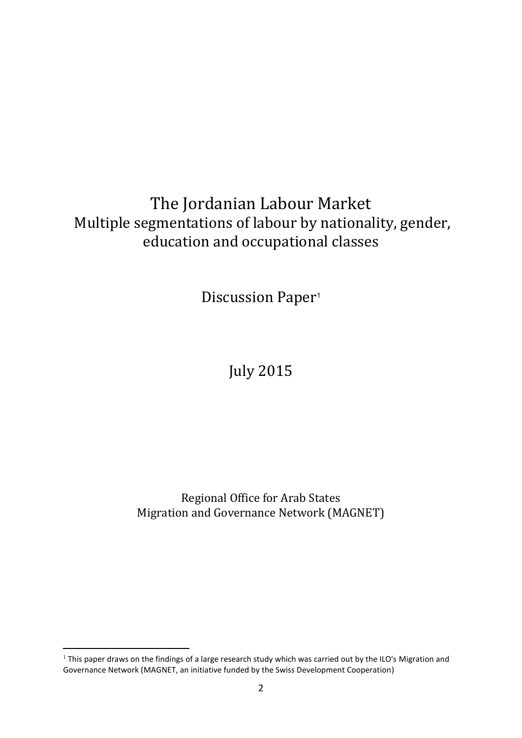# The Jordanian Labour Market
## Multiple segmentations of labour by nationality, gender, education and occupational classes

Discussion Paper[1]

July 2015

Regional Office for Arab States
Migration and Governance Network (MAGNET)

[1] This paper draws on the findings of a large research study which was carried out by the ILO's Migration and Governance Network (MAGNET, an initiative funded by the Swiss Development Cooperation)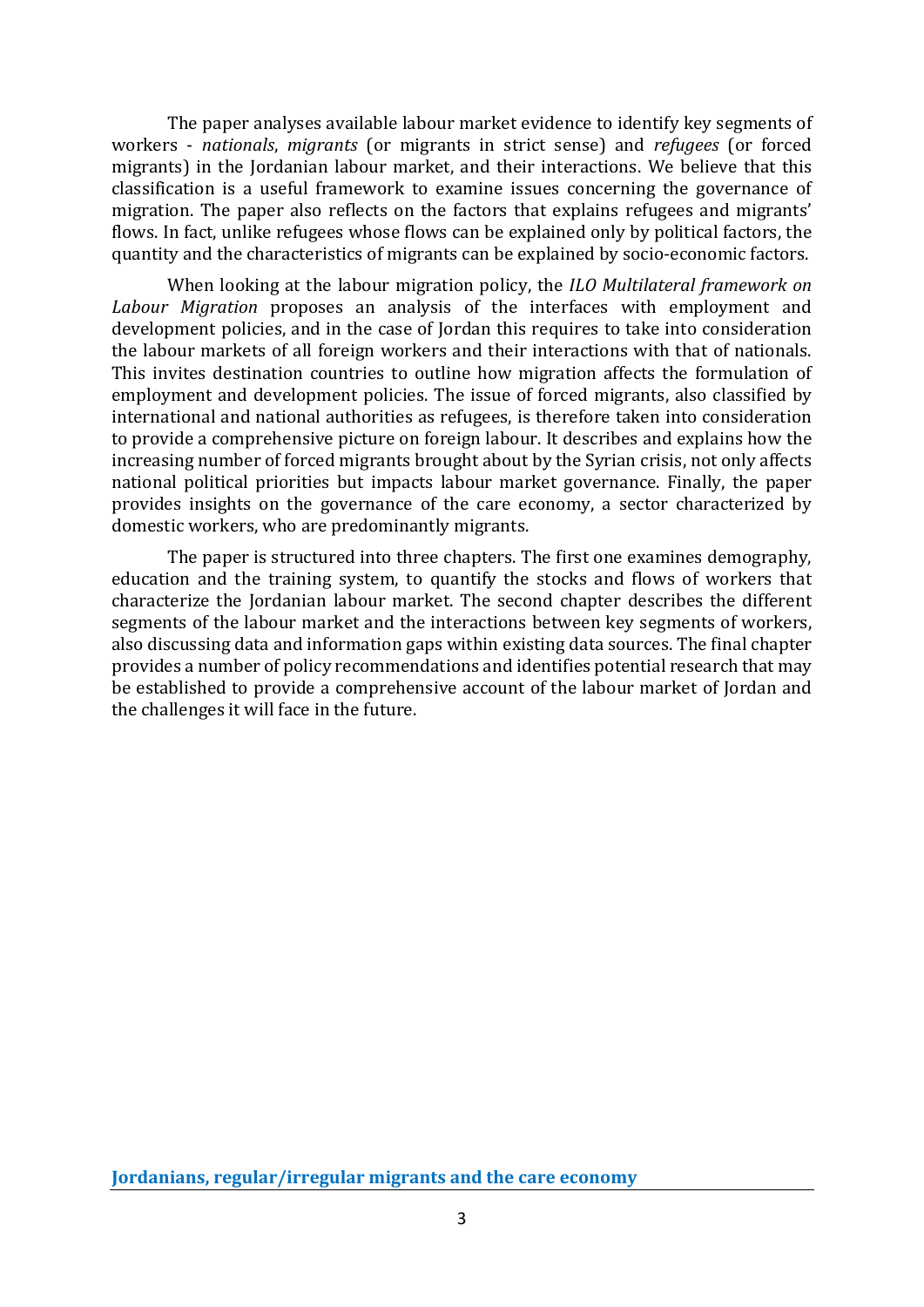The paper analyses available labour market evidence to identify key segments of workers - *nationals*, *migrants* (or migrants in strict sense) and *refugees* (or forced migrants) in the Jordanian labour market, and their interactions. We believe that this classification is a useful framework to examine issues concerning the governance of migration. The paper also reflects on the factors that explains refugees and migrants' flows. In fact, unlike refugees whose flows can be explained only by political factors, the quantity and the characteristics of migrants can be explained by socio-economic factors.

When looking at the labour migration policy, the *ILO Multilateral framework on Labour Migration* proposes an analysis of the interfaces with employment and development policies, and in the case of Jordan this requires to take into consideration the labour markets of all foreign workers and their interactions with that of nationals. This invites destination countries to outline how migration affects the formulation of employment and development policies. The issue of forced migrants, also classified by international and national authorities as refugees, is therefore taken into consideration to provide a comprehensive picture on foreign labour. It describes and explains how the increasing number of forced migrants brought about by the Syrian crisis, not only affects national political priorities but impacts labour market governance. Finally, the paper provides insights on the governance of the care economy, a sector characterized by domestic workers, who are predominantly migrants.

The paper is structured into three chapters. The first one examines demography, education and the training system, to quantify the stocks and flows of workers that characterize the Jordanian labour market. The second chapter describes the different segments of the labour market and the interactions between key segments of workers, also discussing data and information gaps within existing data sources. The final chapter provides a number of policy recommendations and identifies potential research that may be established to provide a comprehensive account of the labour market of Jordan and the challenges it will face in the future.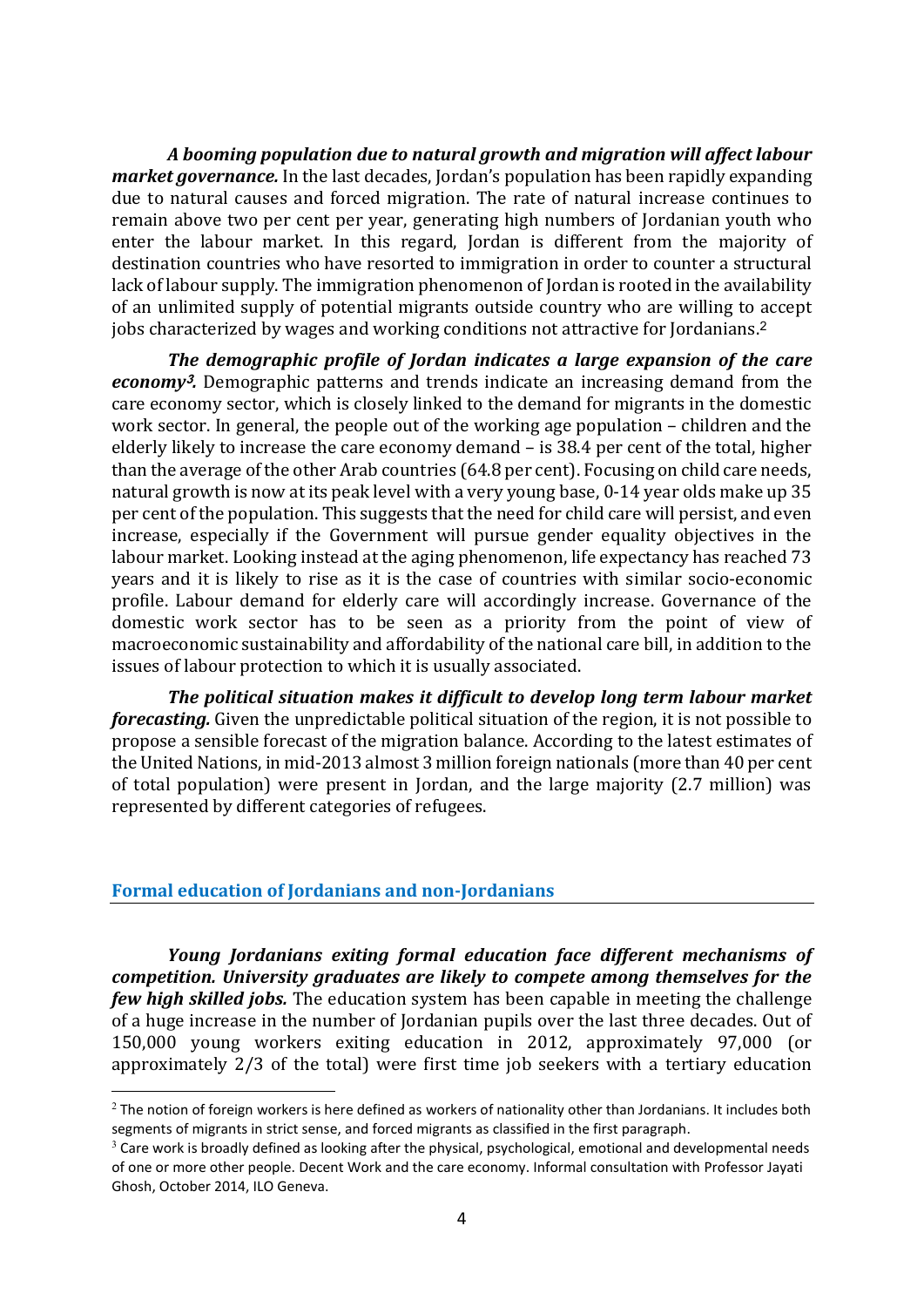***A booming population due to natural growth and migration will affect labour market governance.*** In the last decades, Jordan's population has been rapidly expanding due to natural causes and forced migration. The rate of natural increase continues to remain above two per cent per year, generating high numbers of Jordanian youth who enter the labour market. In this regard, Jordan is different from the majority of destination countries who have resorted to immigration in order to counter a structural lack of labour supply. The immigration phenomenon of Jordan is rooted in the availability of an unlimited supply of potential migrants outside country who are willing to accept jobs characterized by wages and working conditions not attractive for Jordanians.[2]

***The demographic profile of Jordan indicates a large expansion of the care economy[3].*** Demographic patterns and trends indicate an increasing demand from the care economy sector, which is closely linked to the demand for migrants in the domestic work sector. In general, the people out of the working age population – children and the elderly likely to increase the care economy demand – is 38.4 per cent of the total, higher than the average of the other Arab countries (64.8 per cent). Focusing on child care needs, natural growth is now at its peak level with a very young base, 0-14 year olds make up 35 per cent of the population. This suggests that the need for child care will persist, and even increase, especially if the Government will pursue gender equality objectives in the labour market. Looking instead at the aging phenomenon, life expectancy has reached 73 years and it is likely to rise as it is the case of countries with similar socio-economic profile. Labour demand for elderly care will accordingly increase. Governance of the domestic work sector has to be seen as a priority from the point of view of macroeconomic sustainability and affordability of the national care bill, in addition to the issues of labour protection to which it is usually associated.

***The political situation makes it difficult to develop long term labour market forecasting.*** Given the unpredictable political situation of the region, it is not possible to propose a sensible forecast of the migration balance. According to the latest estimates of the United Nations, in mid-2013 almost 3 million foreign nationals (more than 40 per cent of total population) were present in Jordan, and the large majority (2.7 million) was represented by different categories of refugees.

## Formal education of Jordanians and non-Jordanians

***Young Jordanians exiting formal education face different mechanisms of competition. University graduates are likely to compete among themselves for the few high skilled jobs.*** The education system has been capable in meeting the challenge of a huge increase in the number of Jordanian pupils over the last three decades. Out of 150,000 young workers exiting education in 2012, approximately 97,000 (or approximately 2/3 of the total) were first time job seekers with a tertiary education

---

[2] The notion of foreign workers is here defined as workers of nationality other than Jordanians. It includes both segments of migrants in strict sense, and forced migrants as classified in the first paragraph.

[3] Care work is broadly defined as looking after the physical, psychological, emotional and developmental needs of one or more other people. Decent Work and the care economy. Informal consultation with Professor Jayati Ghosh, October 2014, ILO Geneva.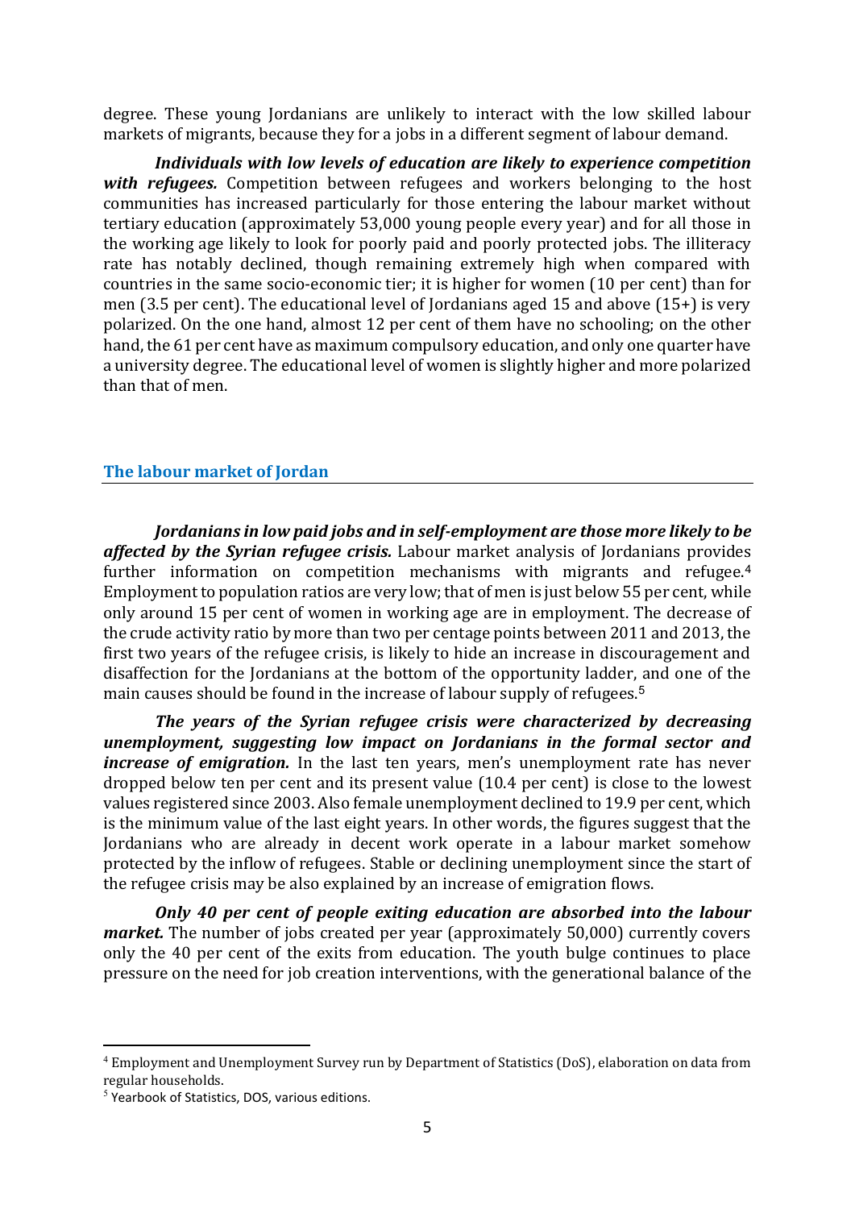degree. These young Jordanians are unlikely to interact with the low skilled labour markets of migrants, because they for a jobs in a different segment of labour demand.

***Individuals with low levels of education are likely to experience competition with refugees.*** Competition between refugees and workers belonging to the host communities has increased particularly for those entering the labour market without tertiary education (approximately 53,000 young people every year) and for all those in the working age likely to look for poorly paid and poorly protected jobs. The illiteracy rate has notably declined, though remaining extremely high when compared with countries in the same socio-economic tier; it is higher for women (10 per cent) than for men (3.5 per cent). The educational level of Jordanians aged 15 and above (15+) is very polarized. On the one hand, almost 12 per cent of them have no schooling; on the other hand, the 61 per cent have as maximum compulsory education, and only one quarter have a university degree. The educational level of women is slightly higher and more polarized than that of men.

## The labour market of Jordan

***Jordanians in low paid jobs and in self-employment are those more likely to be affected by the Syrian refugee crisis.*** Labour market analysis of Jordanians provides further information on competition mechanisms with migrants and refugee.[4] Employment to population ratios are very low; that of men is just below 55 per cent, while only around 15 per cent of women in working age are in employment. The decrease of the crude activity ratio by more than two per centage points between 2011 and 2013, the first two years of the refugee crisis, is likely to hide an increase in discouragement and disaffection for the Jordanians at the bottom of the opportunity ladder, and one of the main causes should be found in the increase of labour supply of refugees.[5]

***The years of the Syrian refugee crisis were characterized by decreasing unemployment, suggesting low impact on Jordanians in the formal sector and increase of emigration.*** In the last ten years, men's unemployment rate has never dropped below ten per cent and its present value (10.4 per cent) is close to the lowest values registered since 2003. Also female unemployment declined to 19.9 per cent, which is the minimum value of the last eight years. In other words, the figures suggest that the Jordanians who are already in decent work operate in a labour market somehow protected by the inflow of refugees. Stable or declining unemployment since the start of the refugee crisis may be also explained by an increase of emigration flows.

***Only 40 per cent of people exiting education are absorbed into the labour market.*** The number of jobs created per year (approximately 50,000) currently covers only the 40 per cent of the exits from education. The youth bulge continues to place pressure on the need for job creation interventions, with the generational balance of the

[4] Employment and Unemployment Survey run by Department of Statistics (DoS), elaboration on data from regular households.

[5] Yearbook of Statistics, DOS, various editions.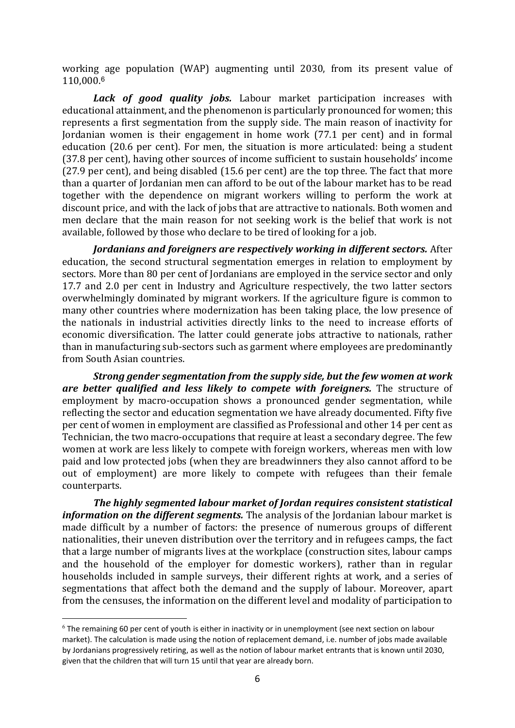working age population (WAP) augmenting until 2030, from its present value of 110,000.[6]

***Lack of good quality jobs.*** Labour market participation increases with educational attainment, and the phenomenon is particularly pronounced for women; this represents a first segmentation from the supply side. The main reason of inactivity for Jordanian women is their engagement in home work (77.1 per cent) and in formal education (20.6 per cent). For men, the situation is more articulated: being a student (37.8 per cent), having other sources of income sufficient to sustain households' income (27.9 per cent), and being disabled (15.6 per cent) are the top three. The fact that more than a quarter of Jordanian men can afford to be out of the labour market has to be read together with the dependence on migrant workers willing to perform the work at discount price, and with the lack of jobs that are attractive to nationals. Both women and men declare that the main reason for not seeking work is the belief that work is not available, followed by those who declare to be tired of looking for a job.

***Jordanians and foreigners are respectively working in different sectors.*** After education, the second structural segmentation emerges in relation to employment by sectors. More than 80 per cent of Jordanians are employed in the service sector and only 17.7 and 2.0 per cent in Industry and Agriculture respectively, the two latter sectors overwhelmingly dominated by migrant workers. If the agriculture figure is common to many other countries where modernization has been taking place, the low presence of the nationals in industrial activities directly links to the need to increase efforts of economic diversification. The latter could generate jobs attractive to nationals, rather than in manufacturing sub-sectors such as garment where employees are predominantly from South Asian countries.

***Strong gender segmentation from the supply side, but the few women at work are better qualified and less likely to compete with foreigners.*** The structure of employment by macro-occupation shows a pronounced gender segmentation, while reflecting the sector and education segmentation we have already documented. Fifty five per cent of women in employment are classified as Professional and other 14 per cent as Technician, the two macro-occupations that require at least a secondary degree. The few women at work are less likely to compete with foreign workers, whereas men with low paid and low protected jobs (when they are breadwinners they also cannot afford to be out of employment) are more likely to compete with refugees than their female counterparts.

***The highly segmented labour market of Jordan requires consistent statistical information on the different segments.*** The analysis of the Jordanian labour market is made difficult by a number of factors: the presence of numerous groups of different nationalities, their uneven distribution over the territory and in refugees camps, the fact that a large number of migrants lives at the workplace (construction sites, labour camps and the household of the employer for domestic workers), rather than in regular households included in sample surveys, their different rights at work, and a series of segmentations that affect both the demand and the supply of labour. Moreover, apart from the censuses, the information on the different level and modality of participation to

---

[6] The remaining 60 per cent of youth is either in inactivity or in unemployment (see next section on labour market). The calculation is made using the notion of replacement demand, i.e. number of jobs made available by Jordanians progressively retiring, as well as the notion of labour market entrants that is known until 2030, given that the children that will turn 15 until that year are already born.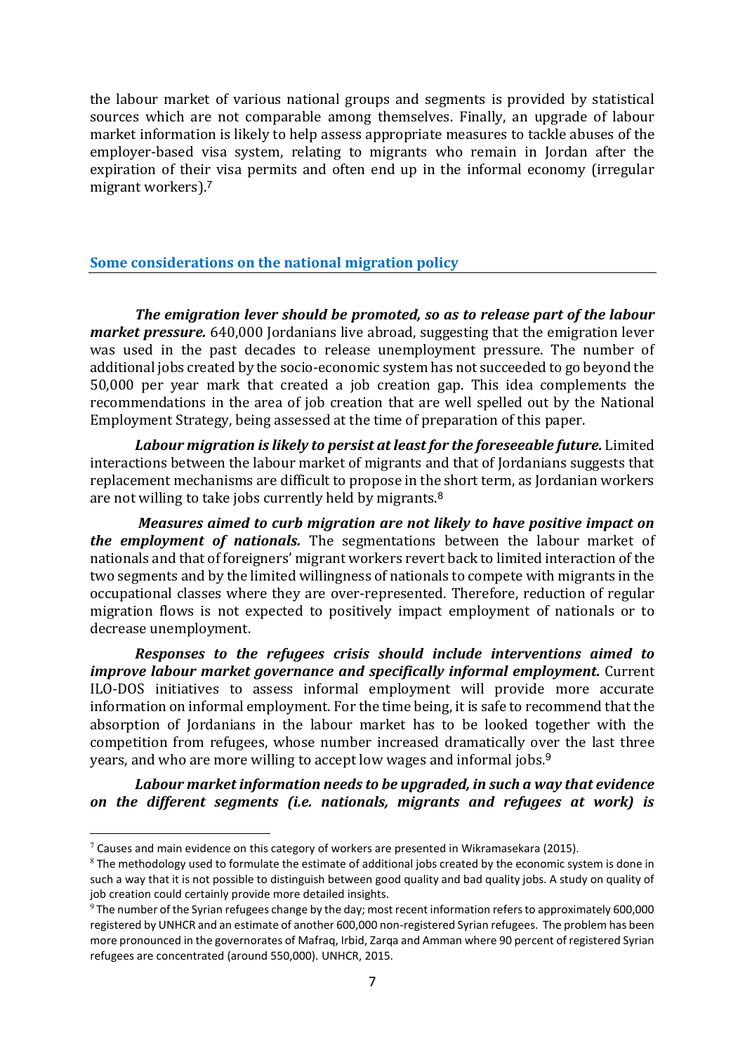the labour market of various national groups and segments is provided by statistical sources which are not comparable among themselves. Finally, an upgrade of labour market information is likely to help assess appropriate measures to tackle abuses of the employer-based visa system, relating to migrants who remain in Jordan after the expiration of their visa permits and often end up in the informal economy (irregular migrant workers).[7]

## Some considerations on the national migration policy

***The emigration lever should be promoted, so as to release part of the labour market pressure.*** 640,000 Jordanians live abroad, suggesting that the emigration lever was used in the past decades to release unemployment pressure. The number of additional jobs created by the socio-economic system has not succeeded to go beyond the 50,000 per year mark that created a job creation gap. This idea complements the recommendations in the area of job creation that are well spelled out by the National Employment Strategy, being assessed at the time of preparation of this paper.

***Labour migration is likely to persist at least for the foreseeable future.*** Limited interactions between the labour market of migrants and that of Jordanians suggests that replacement mechanisms are difficult to propose in the short term, as Jordanian workers are not willing to take jobs currently held by migrants.[8]

***Measures aimed to curb migration are not likely to have positive impact on the employment of nationals.*** The segmentations between the labour market of nationals and that of foreigners' migrant workers revert back to limited interaction of the two segments and by the limited willingness of nationals to compete with migrants in the occupational classes where they are over-represented. Therefore, reduction of regular migration flows is not expected to positively impact employment of nationals or to decrease unemployment.

***Responses to the refugees crisis should include interventions aimed to improve labour market governance and specifically informal employment.*** Current ILO-DOS initiatives to assess informal employment will provide more accurate information on informal employment. For the time being, it is safe to recommend that the absorption of Jordanians in the labour market has to be looked together with the competition from refugees, whose number increased dramatically over the last three years, and who are more willing to accept low wages and informal jobs.[9]

***Labour market information needs to be upgraded, in such a way that evidence on the different segments (i.e. nationals, migrants and refugees at work) is***

---

[7] Causes and main evidence on this category of workers are presented in Wikramasekara (2015).

[8] The methodology used to formulate the estimate of additional jobs created by the economic system is done in such a way that it is not possible to distinguish between good quality and bad quality jobs. A study on quality of job creation could certainly provide more detailed insights.

[9] The number of the Syrian refugees change by the day; most recent information refers to approximately 600,000 registered by UNHCR and an estimate of another 600,000 non-registered Syrian refugees. The problem has been more pronounced in the governorates of Mafraq, Irbid, Zarqa and Amman where 90 percent of registered Syrian refugees are concentrated (around 550,000). UNHCR, 2015.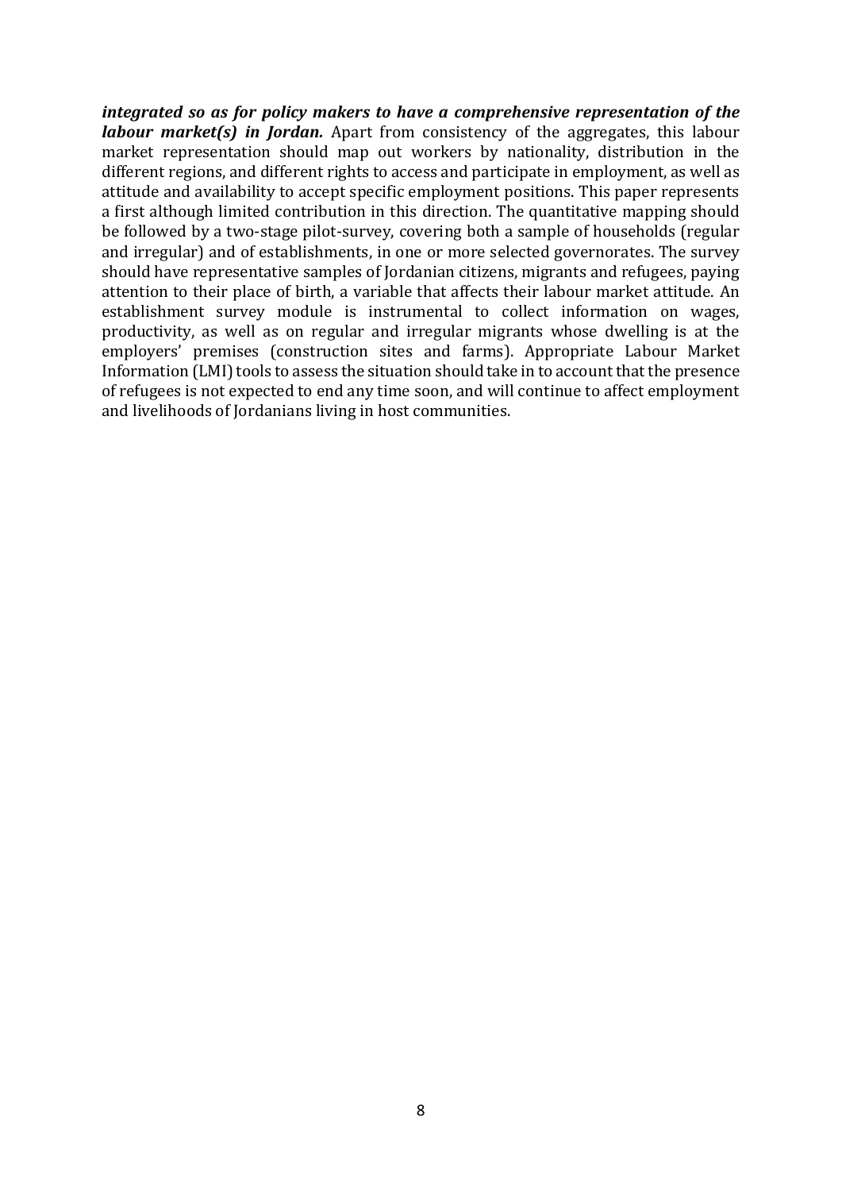***integrated so as for policy makers to have a comprehensive representation of the labour market(s) in Jordan.*** Apart from consistency of the aggregates, this labour market representation should map out workers by nationality, distribution in the different regions, and different rights to access and participate in employment, as well as attitude and availability to accept specific employment positions. This paper represents a first although limited contribution in this direction. The quantitative mapping should be followed by a two-stage pilot-survey, covering both a sample of households (regular and irregular) and of establishments, in one or more selected governorates. The survey should have representative samples of Jordanian citizens, migrants and refugees, paying attention to their place of birth, a variable that affects their labour market attitude. An establishment survey module is instrumental to collect information on wages, productivity, as well as on regular and irregular migrants whose dwelling is at the employers' premises (construction sites and farms). Appropriate Labour Market Information (LMI) tools to assess the situation should take in to account that the presence of refugees is not expected to end any time soon, and will continue to affect employment and livelihoods of Jordanians living in host communities.